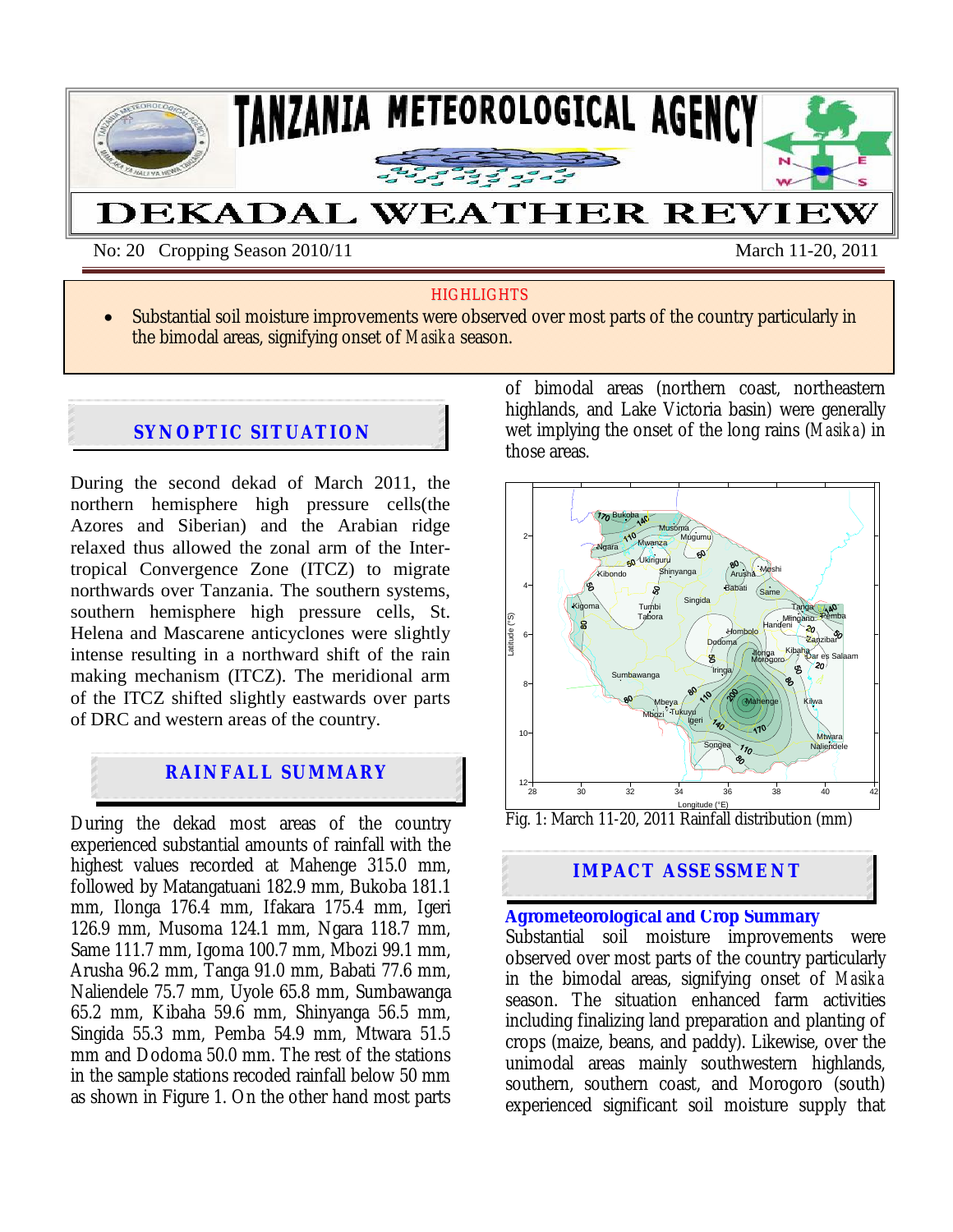# TANZANIA METEOROLOGICAL AGENCY

# DEKADAL WEATHER REVIEW

No: 20 Cropping Season 2010/11 March 11-20, 2011

**HIGHLIGHTS**

- Substantial soil moisture improvements were observed over most parts of the country particularly in the bimodal areas, signifying onset of *Masika* season.

## SYNOPTIC SITUATION

During the second dekad of March 2011, the northern hemisphere high pressure cells(the Azores and Siberian) and the Arabian ridge relaxed thus allowed the zonal arm of the Inter-tropical Convergence Zone (ITCZ) to migrate northwards over Tanzania. The southern systems, southern hemisphere high pressure cells, St. Helena and Mascarene anticyclones were slightly intense resulting in a northward shift of the rain making mechanism (ITCZ). The meridional arm of the ITCZ shifted slightly eastwards over parts of DRC and western areas of the country.

## RAINFALL SUMMARY

During the dekad most areas of the country experienced substantial amounts of rainfall with the highest values recorded at Mahenge 315.0 mm, followed by Matangatuani 182.9 mm, Bukoba 181.1 mm, Ilonga 176.4 mm, Ifakara 175.4 mm, Igeri 126.9 mm, Musoma 124.1 mm, Ngara 118.7 mm, Same 111.7 mm, Igoma 100.7 mm, Mbozi 99.1 mm, Arusha 96.2 mm, Tanga 91.0 mm, Babati 77.6 mm, Naliendele 75.7 mm, Uyole 65.8 mm, Sumbawanga 65.2 mm, Kibaha 59.6 mm, Shinyanga 56.5 mm, Singida 55.3 mm, Pemba 54.9 mm, Mtwara 51.5 mm and Dodoma 50.0 mm. The rest of the stations in the sample stations recoded rainfall below 50 mm as shown in Figure 1. On the other hand most parts of bimodal areas (northern coast, northeastern highlands, and Lake Victoria basin) were generally wet implying the onset of the long rains (*Masika*) in those areas.

Fig. 1: March 11-20, 2011 Rainfall distribution (mm)

## IMPACT ASSESSMENT

### Agrometeorological and Crop Summary

Substantial soil moisture improvements were observed over most parts of the country particularly in the bimodal areas, signifying onset of *Masika* season. The situation enhanced farm activities including finalizing land preparation and planting of crops (maize, beans, and paddy). Likewise, over the unimodal areas mainly southwestern highlands, southern, southern coast, and Morogoro (south) experienced significant soil moisture supply that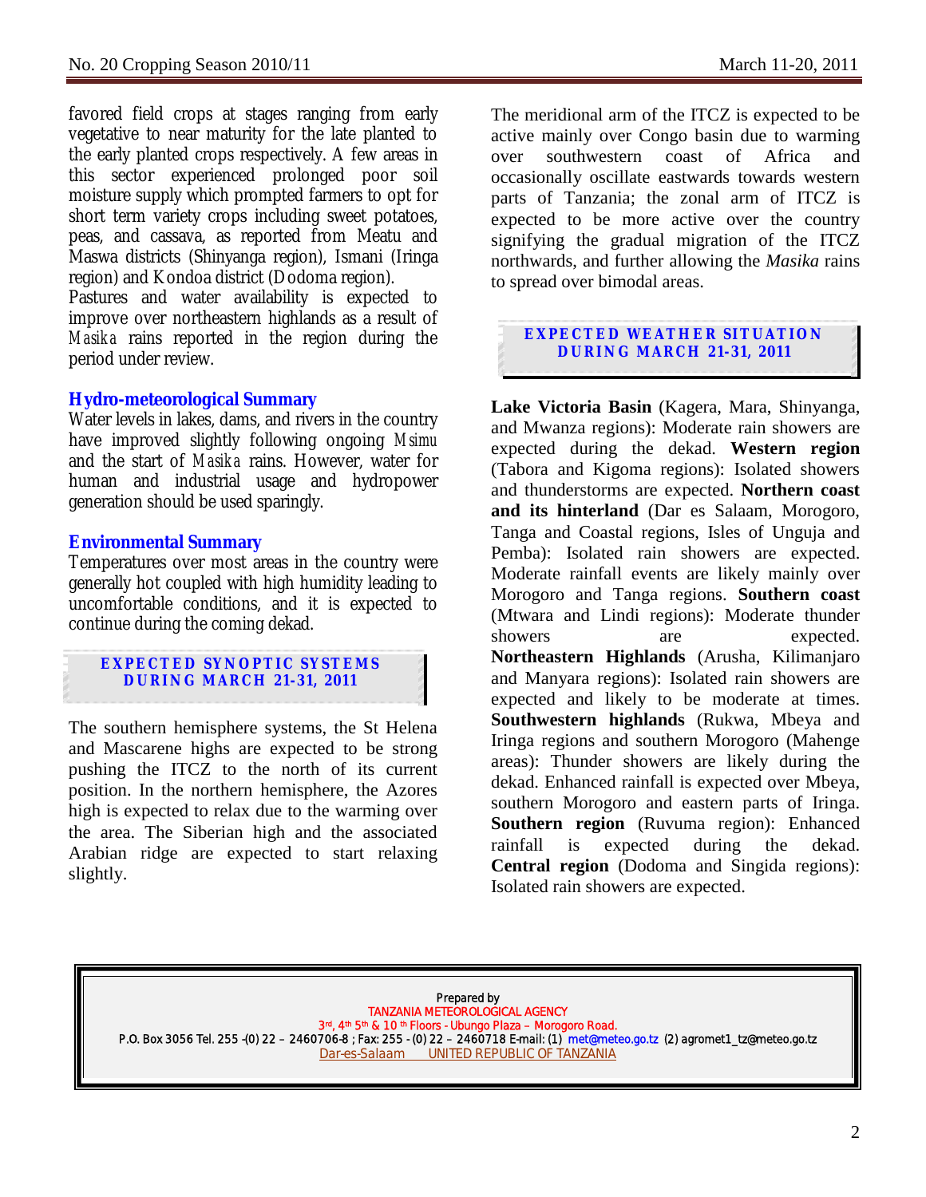favored field crops at stages ranging from early vegetative to near maturity for the late planted to the early planted crops respectively. A few areas in this sector experienced prolonged poor soil moisture supply which prompted farmers to opt for short term variety crops including sweet potatoes, peas, and cassava, as reported from Meatu and Maswa districts (Shinyanga region), Ismani (Iringa region) and Kondoa district (Dodoma region).

Pastures and water availability is expected to improve over northeastern highlands as a result of *Masika* rains reported in the region during the period under review.

## Hydro-meteorological Summary

Water levels in lakes, dams, and rivers in the country have improved slightly following ongoing *Msimu* and the start of *Masika* rains. However, water for human and industrial usage and hydropower generation should be used sparingly.

## Environmental Summary

Temperatures over most areas in the country were generally hot coupled with high humidity leading to uncomfortable conditions, and it is expected to continue during the coming dekad.

## EXPECTED SYNOPTIC SYSTEMS DURING MARCH 21-31, 2011

The southern hemisphere systems, the St Helena and Mascarene highs are expected to be strong pushing the ITCZ to the north of its current position. In the northern hemisphere, the Azores high is expected to relax due to the warming over the area. The Siberian high and the associated Arabian ridge are expected to start relaxing slightly.

The meridional arm of the ITCZ is expected to be active mainly over Congo basin due to warming over southwestern coast of Africa and occasionally oscillate eastwards towards western parts of Tanzania; the zonal arm of ITCZ is expected to be more active over the country signifying the gradual migration of the ITCZ northwards, and further allowing the *Masika* rains to spread over bimodal areas.

## EXPECTED WEATHER SITUATION DURING MARCH 21-31, 2011

**Lake Victoria Basin** (Kagera, Mara, Shinyanga, and Mwanza regions): Moderate rain showers are expected during the dekad. **Western region** (Tabora and Kigoma regions): Isolated showers and thunderstorms are expected. **Northern coast and its hinterland** (Dar es Salaam, Morogoro, Tanga and Coastal regions, Isles of Unguja and Pemba): Isolated rain showers are expected. Moderate rainfall events are likely mainly over Morogoro and Tanga regions. **Southern coast** (Mtwara and Lindi regions): Moderate thunder showers are expected. **Northeastern Highlands** (Arusha, Kilimanjaro and Manyara regions): Isolated rain showers are expected and likely to be moderate at times. **Southwestern highlands** (Rukwa, Mbeya and Iringa regions and southern Morogoro (Mahenge areas): Thunder showers are likely during the dekad. Enhanced rainfall is expected over Mbeya, southern Morogoro and eastern parts of Iringa. **Southern region** (Ruvuma region): Enhanced rainfall is expected during the dekad. **Central region** (Dodoma and Singida regions): Isolated rain showers are expected.

Prepared by
TANZANIA METEOROLOGICAL AGENCY
3rd, 4th 5th & 10th Floors - Ubungo Plaza – Morogoro Road.
P.O. Box 3056 Tel. 255 -(0) 22 – 2460706-8 ; Fax: 255 - (0) 22 – 2460718 E-mail: (1) met@meteo.go.tz (2) agromet1_tz@meteo.go.tz
Dar-es-Salaam UNITED REPUBLIC OF TANZANIA